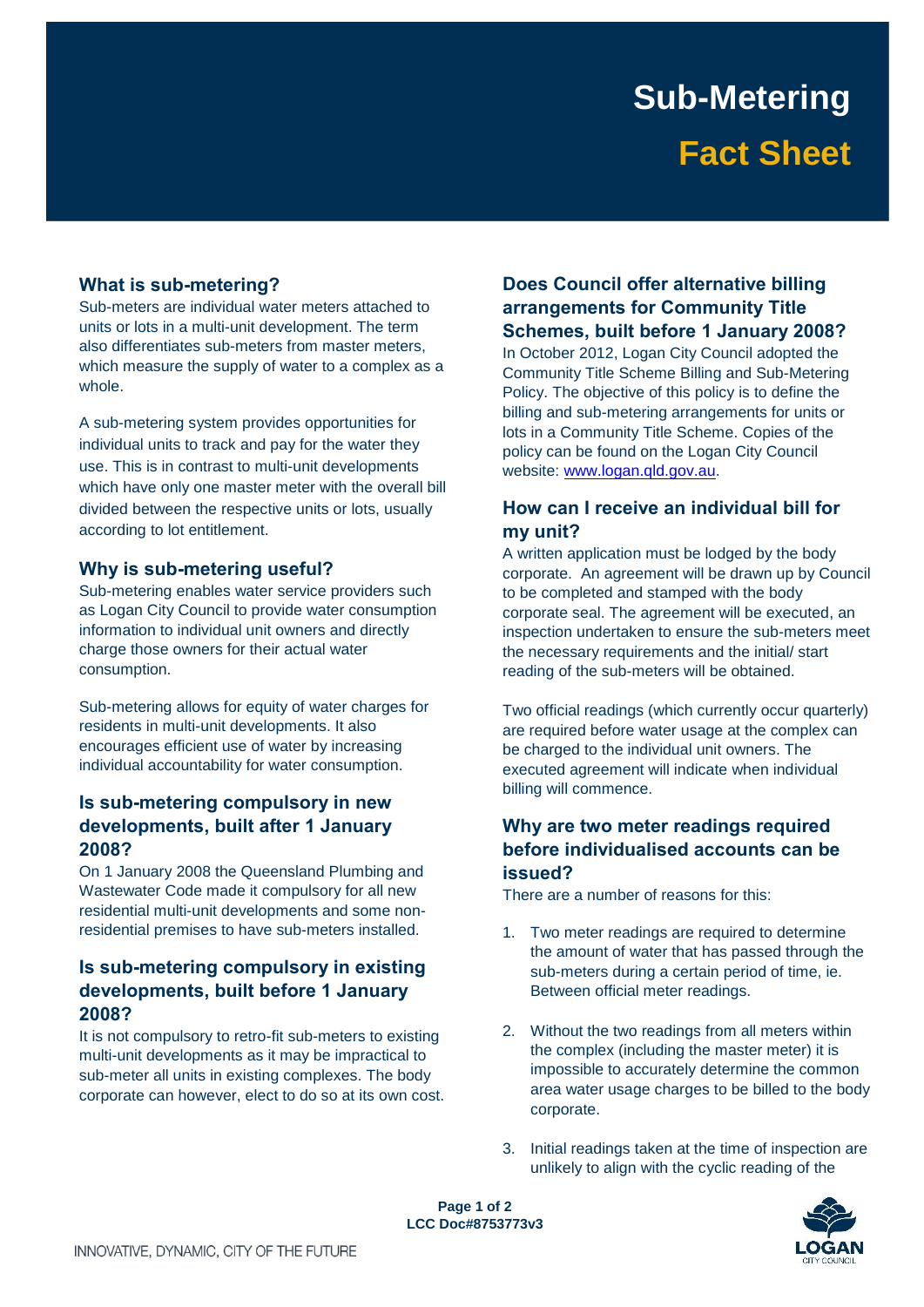# Sub-Metering

## Fact Sheet

### What is sub-metering?

Sub-meters are individual water meters attached to units or lots in a multi-unit development. The term also differentiates sub-meters from master meters, which measure the supply of water to a complex as a whole.

A sub-metering system provides opportunities for individual units to track and pay for the water they use. This is in contrast to multi-unit developments which have only one master meter with the overall bill divided between the respective units or lots, usually according to lot entitlement.

### Why is sub-metering useful?

Sub-metering enables water service providers such as Logan City Council to provide water consumption information to individual unit owners and directly charge those owners for their actual water consumption.

Sub-metering allows for equity of water charges for residents in multi-unit developments. It also encourages efficient use of water by increasing individual accountability for water consumption.

### Is sub-metering compulsory in new developments, built after 1 January 2008?

On 1 January 2008 the Queensland Plumbing and Wastewater Code made it compulsory for all new residential multi-unit developments and some non-residential premises to have sub-meters installed.

### Is sub-metering compulsory in existing developments, built before 1 January 2008?

It is not compulsory to retro-fit sub-meters to existing multi-unit developments as it may be impractical to sub-meter all units in existing complexes. The body corporate can however, elect to do so at its own cost.

### Does Council offer alternative billing arrangements for Community Title Schemes, built before 1 January 2008?

In October 2012, Logan City Council adopted the Community Title Scheme Billing and Sub-Metering Policy. The objective of this policy is to define the billing and sub-metering arrangements for units or lots in a Community Title Scheme. Copies of the policy can be found on the Logan City Council website: www.logan.qld.gov.au.

### How can I receive an individual bill for my unit?

A written application must be lodged by the body corporate. An agreement will be drawn up by Council to be completed and stamped with the body corporate seal. The agreement will be executed, an inspection undertaken to ensure the sub-meters meet the necessary requirements and the initial/ start reading of the sub-meters will be obtained.

Two official readings (which currently occur quarterly) are required before water usage at the complex can be charged to the individual unit owners. The executed agreement will indicate when individual billing will commence.

### Why are two meter readings required before individualised accounts can be issued?

There are a number of reasons for this:

1. Two meter readings are required to determine the amount of water that has passed through the sub-meters during a certain period of time, ie. Between official meter readings.
2. Without the two readings from all meters within the complex (including the master meter) it is impossible to accurately determine the common area water usage charges to be billed to the body corporate.
3. Initial readings taken at the time of inspection are unlikely to align with the cyclic reading of the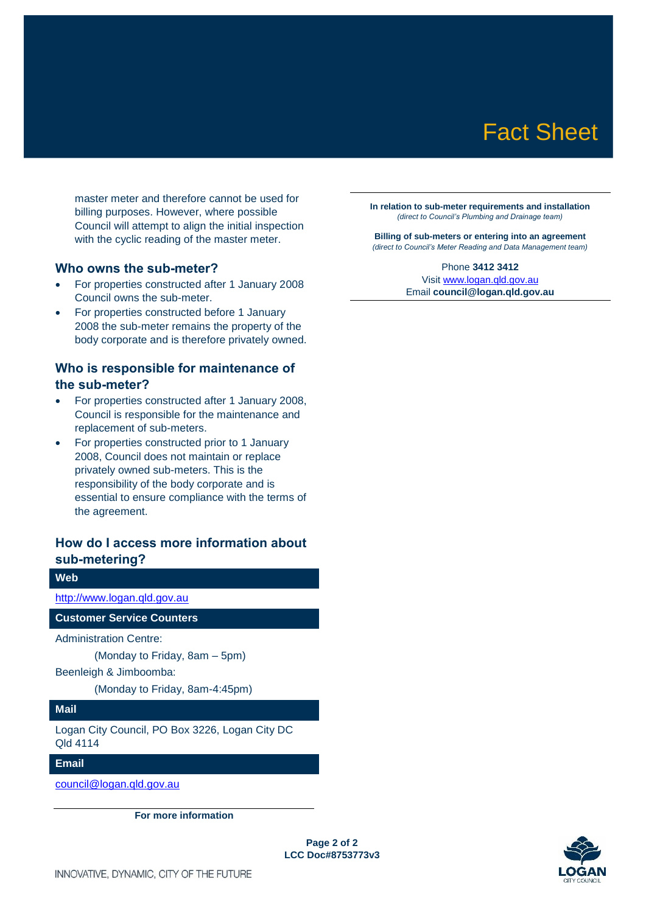master meter and therefore cannot be used for billing purposes. However, where possible Council will attempt to align the initial inspection with the cyclic reading of the master meter.

## Who owns the sub-meter?

- For properties constructed after 1 January 2008 Council owns the sub-meter.
- For properties constructed before 1 January 2008 the sub-meter remains the property of the body corporate and is therefore privately owned.

## Who is responsible for maintenance of the sub-meter?

- For properties constructed after 1 January 2008, Council is responsible for the maintenance and replacement of sub-meters.
- For properties constructed prior to 1 January 2008, Council does not maintain or replace privately owned sub-meters. This is the responsibility of the body corporate and is essential to ensure compliance with the terms of the agreement.

## How do I access more information about sub-metering?

**Web**

http://www.logan.qld.gov.au

**Customer Service Counters**

Administration Centre:

(Monday to Friday, 8am – 5pm)

Beenleigh & Jimboomba:

(Monday to Friday, 8am-4:45pm)

**Mail**

Logan City Council, PO Box 3226, Logan City DC Qld 4114

**Email**

council@logan.qld.gov.au

**For more information**

**In relation to sub-meter requirements and installation**
*(direct to Council's Plumbing and Drainage team)*

**Billing of sub-meters or entering into an agreement**
*(direct to Council's Meter Reading and Data Management team)*

Phone **3412 3412**
Visit www.logan.qld.gov.au
Email **council@logan.qld.gov.au**

LCC Doc#8753773v3